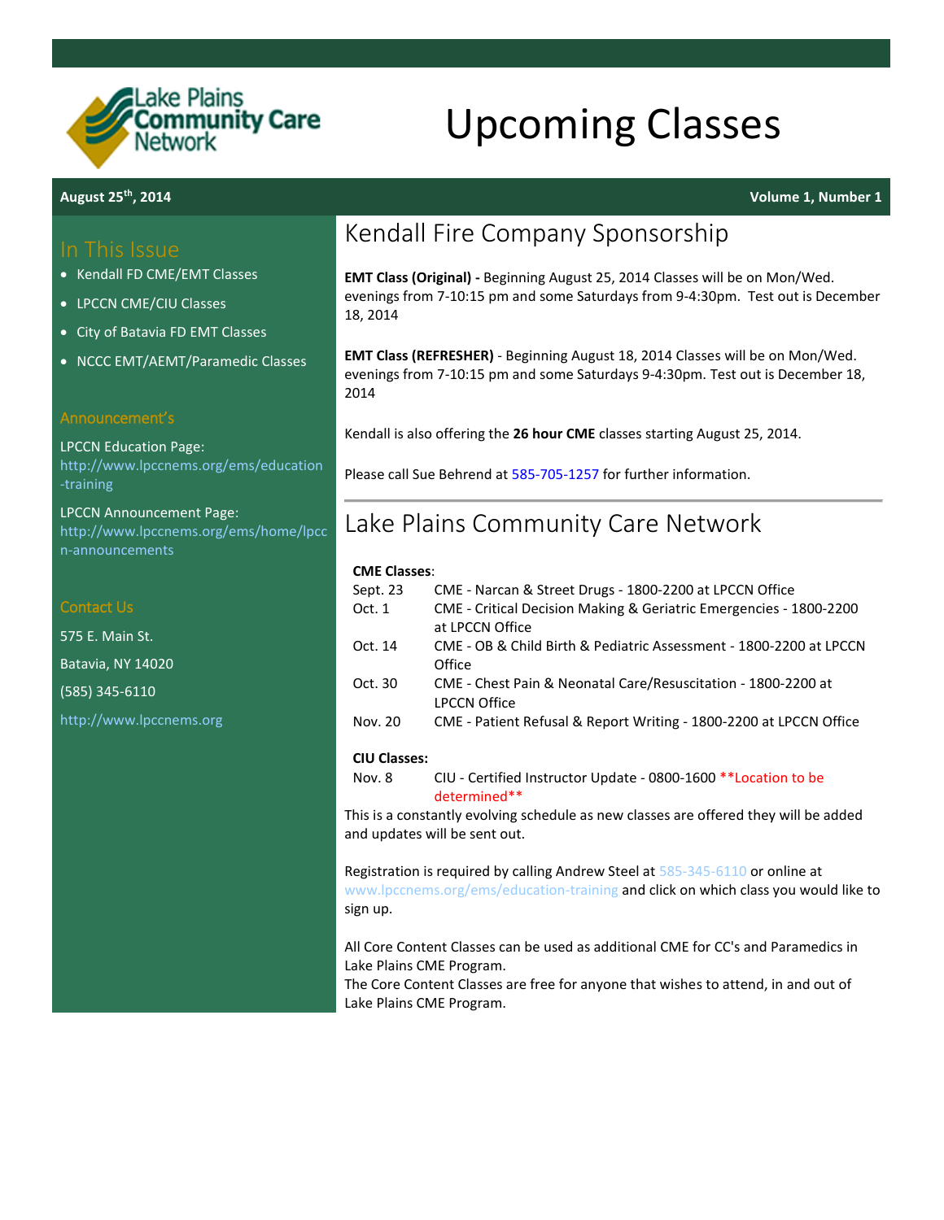Lake Plains Community Care Network

# Upcoming Classes

**August 25th, 2014** **Volume 1, Number 1**

## In This Issue

- Kendall FD CME/EMT Classes
- LPCCN CME/CIU Classes
- City of Batavia FD EMT Classes
- NCCC EMT/AEMT/Paramedic Classes

## Announcement's

LPCCN Education Page:
http://www.lpccnems.org/ems/education-training

LPCCN Announcement Page:
http://www.lpccnems.org/ems/home/lpccn-announcements

## Contact Us

575 E. Main St.

Batavia, NY 14020

(585) 345-6110

http://www.lpccnems.org

## Kendall Fire Company Sponsorship

**EMT Class (Original) -** Beginning August 25, 2014 Classes will be on Mon/Wed. evenings from 7-10:15 pm and some Saturdays from 9-4:30pm. Test out is December 18, 2014

**EMT Class (REFRESHER)** - Beginning August 18, 2014 Classes will be on Mon/Wed. evenings from 7-10:15 pm and some Saturdays 9-4:30pm. Test out is December 18, 2014

Kendall is also offering the **26 hour CME** classes starting August 25, 2014.

Please call Sue Behrend at 585-705-1257 for further information.

---

## Lake Plains Community Care Network

**CME Classes**:

| | |
|---|---|
| Sept. 23 | CME - Narcan & Street Drugs - 1800-2200 at LPCCN Office |
| Oct. 1 | CME - Critical Decision Making & Geriatric Emergencies - 1800-2200 at LPCCN Office |
| Oct. 14 | CME - OB & Child Birth & Pediatric Assessment - 1800-2200 at LPCCN Office |
| Oct. 30 | CME - Chest Pain & Neonatal Care/Resuscitation - 1800-2200 at LPCCN Office |
| Nov. 20 | CME - Patient Refusal & Report Writing - 1800-2200 at LPCCN Office |

**CIU Classes:**

| | |
|---|---|
| Nov. 8 | CIU - Certified Instructor Update - 0800-1600 **Location to be determined** |

This is a constantly evolving schedule as new classes are offered they will be added and updates will be sent out.

Registration is required by calling Andrew Steel at 585-345-6110 or online at www.lpccnems.org/ems/education-training and click on which class you would like to sign up.

All Core Content Classes can be used as additional CME for CC's and Paramedics in Lake Plains CME Program.
The Core Content Classes are free for anyone that wishes to attend, in and out of Lake Plains CME Program.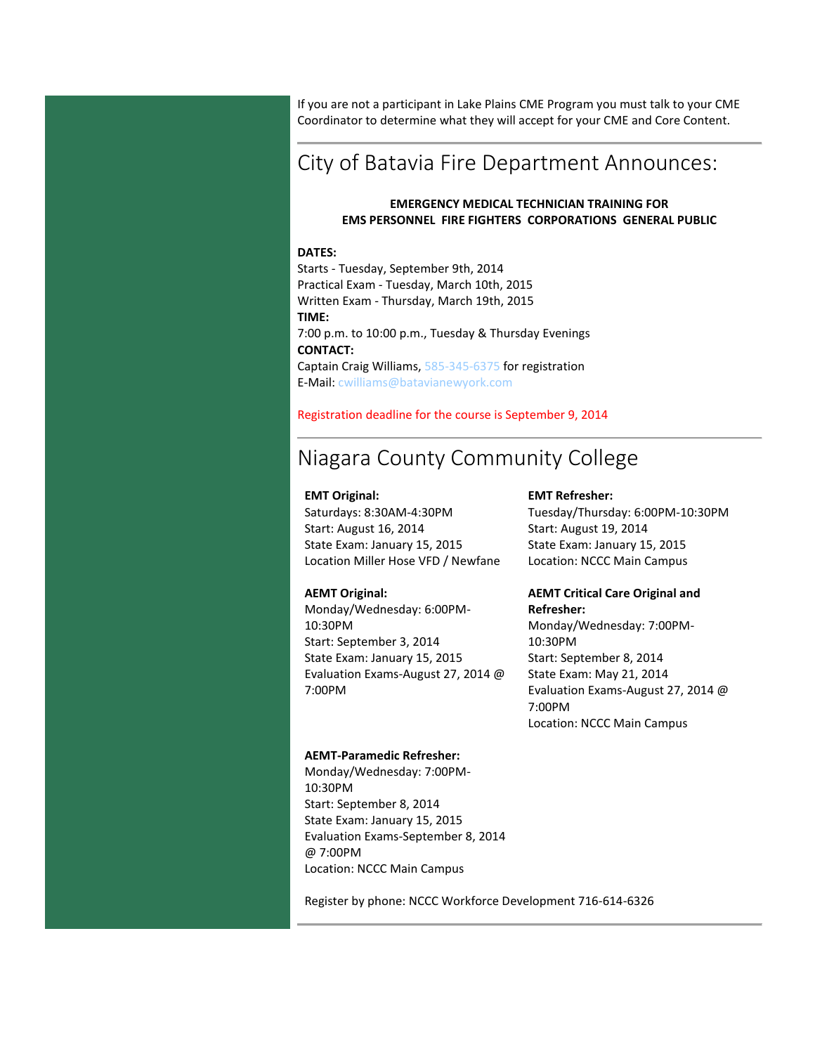If you are not a participant in Lake Plains CME Program you must talk to your CME Coordinator to determine what they will accept for your CME and Core Content.

## City of Batavia Fire Department Announces:

**EMERGENCY MEDICAL TECHNICIAN TRAINING FOR**
**EMS PERSONNEL FIRE FIGHTERS CORPORATIONS GENERAL PUBLIC**

**DATES:**
Starts - Tuesday, September 9th, 2014
Practical Exam - Tuesday, March 10th, 2015
Written Exam - Thursday, March 19th, 2015
**TIME:**
7:00 p.m. to 10:00 p.m., Tuesday & Thursday Evenings
**CONTACT:**
Captain Craig Williams, 585-345-6375 for registration
E-Mail: cwilliams@batavianewyork.com

Registration deadline for the course is September 9, 2014

## Niagara County Community College

**EMT Original:**
Saturdays: 8:30AM-4:30PM
Start: August 16, 2014
State Exam: January 15, 2015
Location Miller Hose VFD / Newfane

**EMT Refresher:**
Tuesday/Thursday: 6:00PM-10:30PM
Start: August 19, 2014
State Exam: January 15, 2015
Location: NCCC Main Campus

**AEMT Original:**
Monday/Wednesday: 6:00PM-10:30PM
Start: September 3, 2014
State Exam: January 15, 2015
Evaluation Exams-August 27, 2014 @ 7:00PM

**AEMT Critical Care Original and Refresher:**
Monday/Wednesday: 7:00PM-10:30PM
Start: September 8, 2014
State Exam: May 21, 2014
Evaluation Exams-August 27, 2014 @ 7:00PM
Location: NCCC Main Campus

**AEMT-Paramedic Refresher:**
Monday/Wednesday: 7:00PM-10:30PM
Start: September 8, 2014
State Exam: January 15, 2015
Evaluation Exams-September 8, 2014 @ 7:00PM
Location: NCCC Main Campus

Register by phone: NCCC Workforce Development 716-614-6326